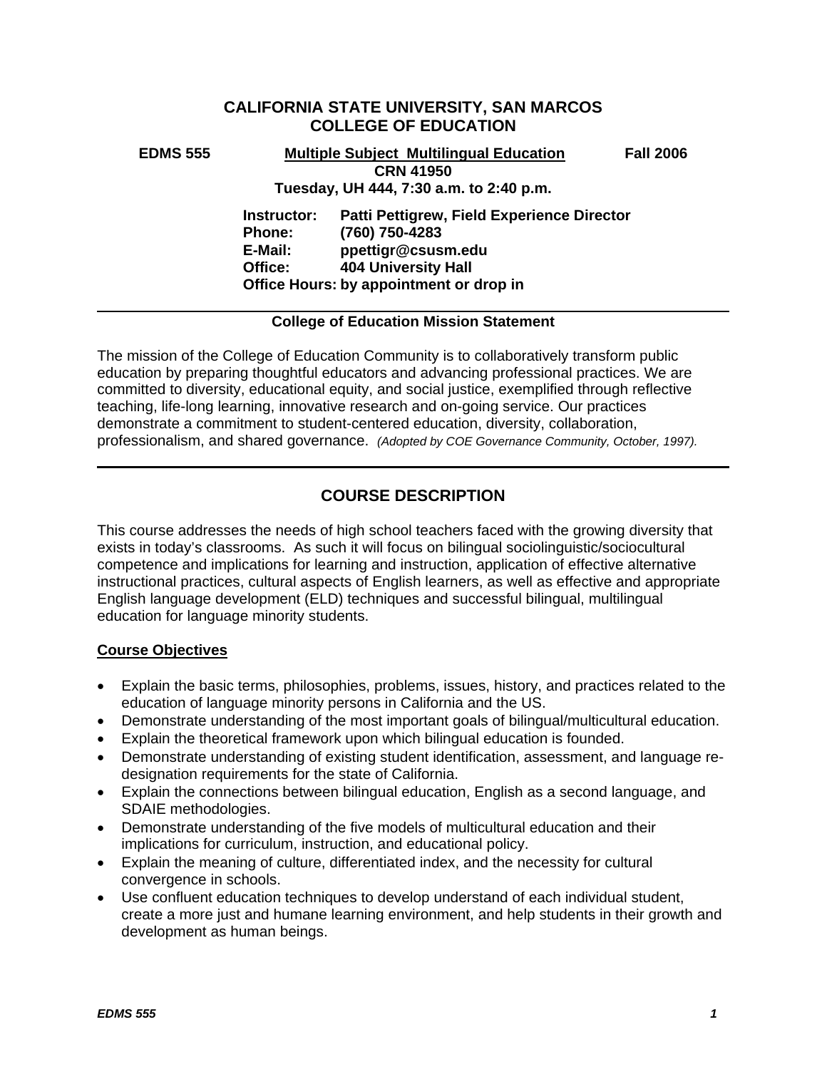# CALIFORNIA STATE UNIVERSITY, SAN MARCOS
# COLLEGE OF EDUCATION

**EDMS 555** **Multiple Subject Multilingual Education** **Fall 2006**
**CRN 41950**
**Tuesday, UH 444, 7:30 a.m. to 2:40 p.m.**

**Instructor:** **Patti Pettigrew, Field Experience Director**
**Phone:** **(760) 750-4283**
**E-Mail:** **ppettigr@csusm.edu**
**Office:** **404 University Hall**
**Office Hours: by appointment or drop in**

---

**College of Education Mission Statement**

The mission of the College of Education Community is to collaboratively transform public education by preparing thoughtful educators and advancing professional practices. We are committed to diversity, educational equity, and social justice, exemplified through reflective teaching, life-long learning, innovative research and on-going service. Our practices demonstrate a commitment to student-centered education, diversity, collaboration, professionalism, and shared governance. *(Adopted by COE Governance Community, October, 1997).*

---

## COURSE DESCRIPTION

This course addresses the needs of high school teachers faced with the growing diversity that exists in today's classrooms. As such it will focus on bilingual sociolinguistic/sociocultural competence and implications for learning and instruction, application of effective alternative instructional practices, cultural aspects of English learners, as well as effective and appropriate English language development (ELD) techniques and successful bilingual, multilingual education for language minority students.

### Course Objectives

- Explain the basic terms, philosophies, problems, issues, history, and practices related to the education of language minority persons in California and the US.
- Demonstrate understanding of the most important goals of bilingual/multicultural education.
- Explain the theoretical framework upon which bilingual education is founded.
- Demonstrate understanding of existing student identification, assessment, and language re-designation requirements for the state of California.
- Explain the connections between bilingual education, English as a second language, and SDAIE methodologies.
- Demonstrate understanding of the five models of multicultural education and their implications for curriculum, instruction, and educational policy.
- Explain the meaning of culture, differentiated index, and the necessity for cultural convergence in schools.
- Use confluent education techniques to develop understand of each individual student, create a more just and humane learning environment, and help students in their growth and development as human beings.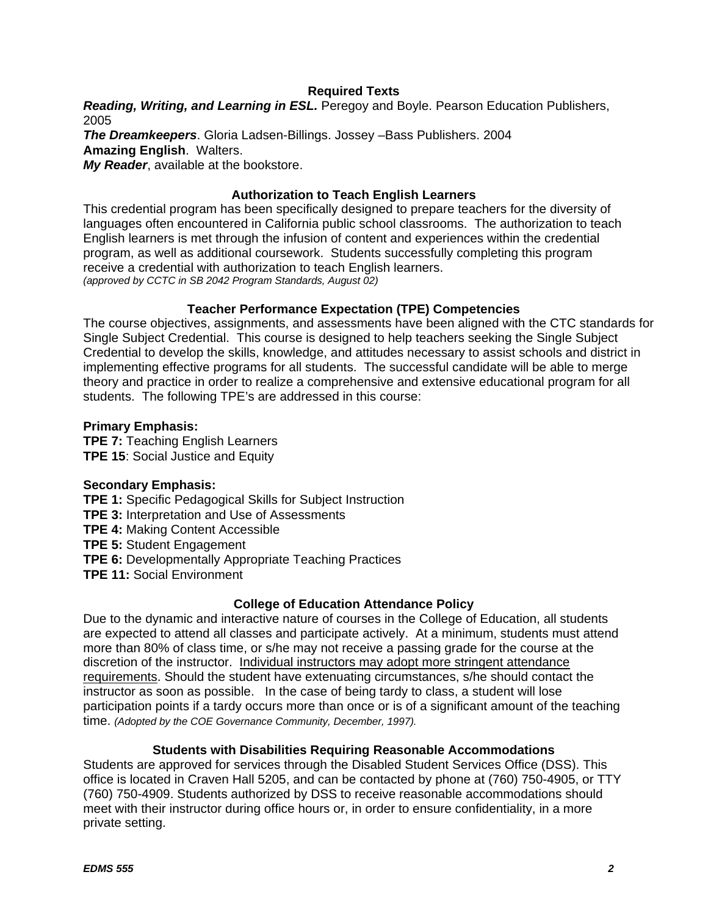## Required Texts

***Reading, Writing, and Learning in ESL.*** Peregoy and Boyle. Pearson Education Publishers, 2005

***The Dreamkeepers***. Gloria Ladsen-Billings. Jossey –Bass Publishers. 2004

**Amazing English**. Walters.

***My Reader***, available at the bookstore.

## Authorization to Teach English Learners

This credential program has been specifically designed to prepare teachers for the diversity of languages often encountered in California public school classrooms. The authorization to teach English learners is met through the infusion of content and experiences within the credential program, as well as additional coursework. Students successfully completing this program receive a credential with authorization to teach English learners.
*(approved by CCTC in SB 2042 Program Standards, August 02)*

## Teacher Performance Expectation (TPE) Competencies

The course objectives, assignments, and assessments have been aligned with the CTC standards for Single Subject Credential. This course is designed to help teachers seeking the Single Subject Credential to develop the skills, knowledge, and attitudes necessary to assist schools and district in implementing effective programs for all students. The successful candidate will be able to merge theory and practice in order to realize a comprehensive and extensive educational program for all students. The following TPE's are addressed in this course:

**Primary Emphasis:**

**TPE 7:** Teaching English Learners
**TPE 15**: Social Justice and Equity

**Secondary Emphasis:**

**TPE 1:** Specific Pedagogical Skills for Subject Instruction
**TPE 3:** Interpretation and Use of Assessments
**TPE 4:** Making Content Accessible
**TPE 5:** Student Engagement
**TPE 6:** Developmentally Appropriate Teaching Practices
**TPE 11:** Social Environment

## College of Education Attendance Policy

Due to the dynamic and interactive nature of courses in the College of Education, all students are expected to attend all classes and participate actively. At a minimum, students must attend more than 80% of class time, or s/he may not receive a passing grade for the course at the discretion of the instructor. <u>Individual instructors may adopt more stringent attendance requirements</u>. Should the student have extenuating circumstances, s/he should contact the instructor as soon as possible. In the case of being tardy to class, a student will lose participation points if a tardy occurs more than once or is of a significant amount of the teaching time. *(Adopted by the COE Governance Community, December, 1997).*

## Students with Disabilities Requiring Reasonable Accommodations

Students are approved for services through the Disabled Student Services Office (DSS). This office is located in Craven Hall 5205, and can be contacted by phone at (760) 750-4905, or TTY (760) 750-4909. Students authorized by DSS to receive reasonable accommodations should meet with their instructor during office hours or, in order to ensure confidentiality, in a more private setting.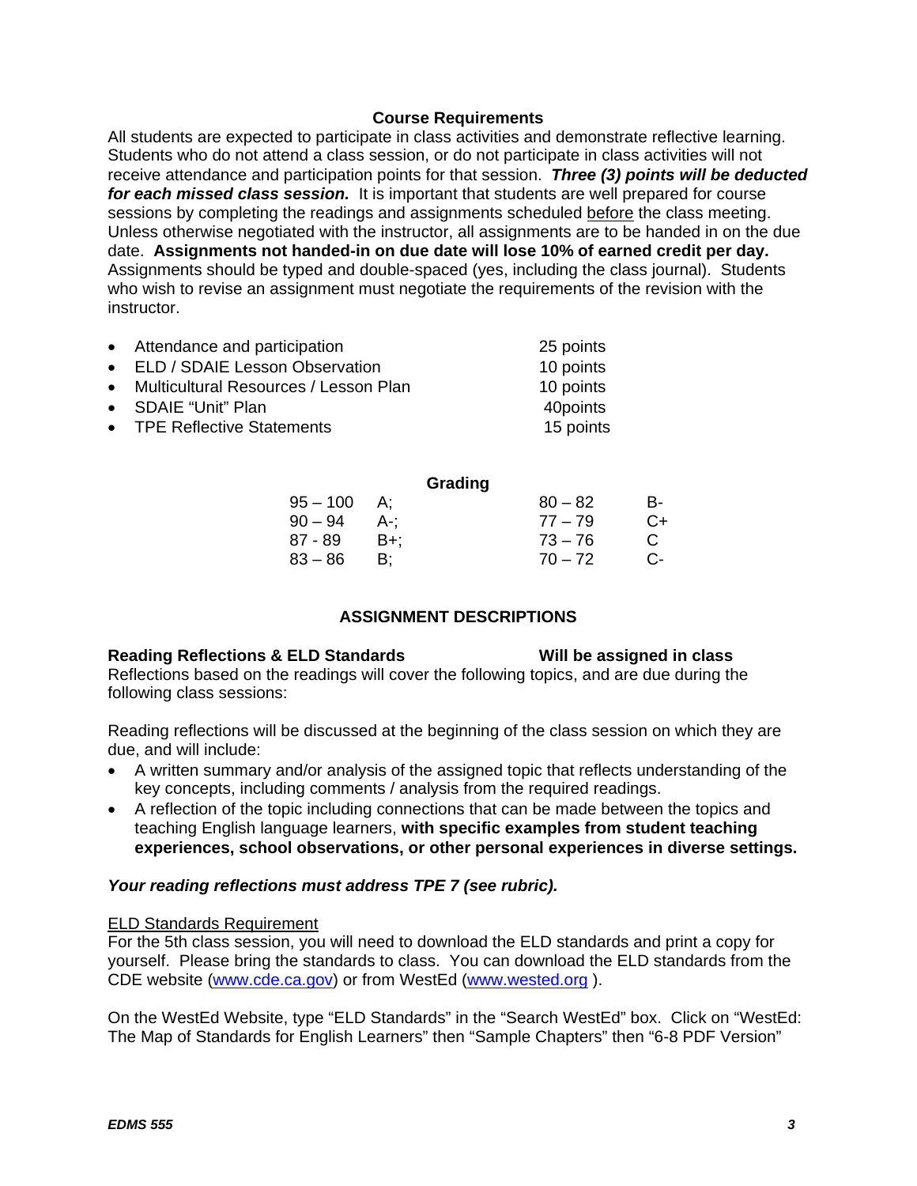## Course Requirements

All students are expected to participate in class activities and demonstrate reflective learning. Students who do not attend a class session, or do not participate in class activities will not receive attendance and participation points for that session. ***Three (3) points will be deducted for each missed class session.*** It is important that students are well prepared for course sessions by completing the readings and assignments scheduled before the class meeting. Unless otherwise negotiated with the instructor, all assignments are to be handed in on the due date. **Assignments not handed-in on due date will lose 10% of earned credit per day.** Assignments should be typed and double-spaced (yes, including the class journal). Students who wish to revise an assignment must negotiate the requirements of the revision with the instructor.

- Attendance and participation — 25 points
- ELD / SDAIE Lesson Observation — 10 points
- Multicultural Resources / Lesson Plan — 10 points
- SDAIE "Unit" Plan — 40points
- TPE Reflective Statements — 15 points

## Grading

| | | | |
|---|---|---|---|
| 95 – 100 | A; | 80 – 82 | B- |
| 90 – 94 | A-; | 77 – 79 | C+ |
| 87 - 89 | B+; | 73 – 76 | C |
| 83 – 86 | B; | 70 – 72 | C- |

## ASSIGNMENT DESCRIPTIONS

**Reading Reflections & ELD Standards** — **Will be assigned in class**

Reflections based on the readings will cover the following topics, and are due during the following class sessions:

Reading reflections will be discussed at the beginning of the class session on which they are due, and will include:

- A written summary and/or analysis of the assigned topic that reflects understanding of the key concepts, including comments / analysis from the required readings.
- A reflection of the topic including connections that can be made between the topics and teaching English language learners, **with specific examples from student teaching experiences, school observations, or other personal experiences in diverse settings.**

***Your reading reflections must address TPE 7 (see rubric).***

ELD Standards Requirement

For the 5th class session, you will need to download the ELD standards and print a copy for yourself. Please bring the standards to class. You can download the ELD standards from the CDE website (www.cde.ca.gov) or from WestEd (www.wested.org ).

On the WestEd Website, type "ELD Standards" in the "Search WestEd" box. Click on "WestEd: The Map of Standards for English Learners" then "Sample Chapters" then "6-8 PDF Version"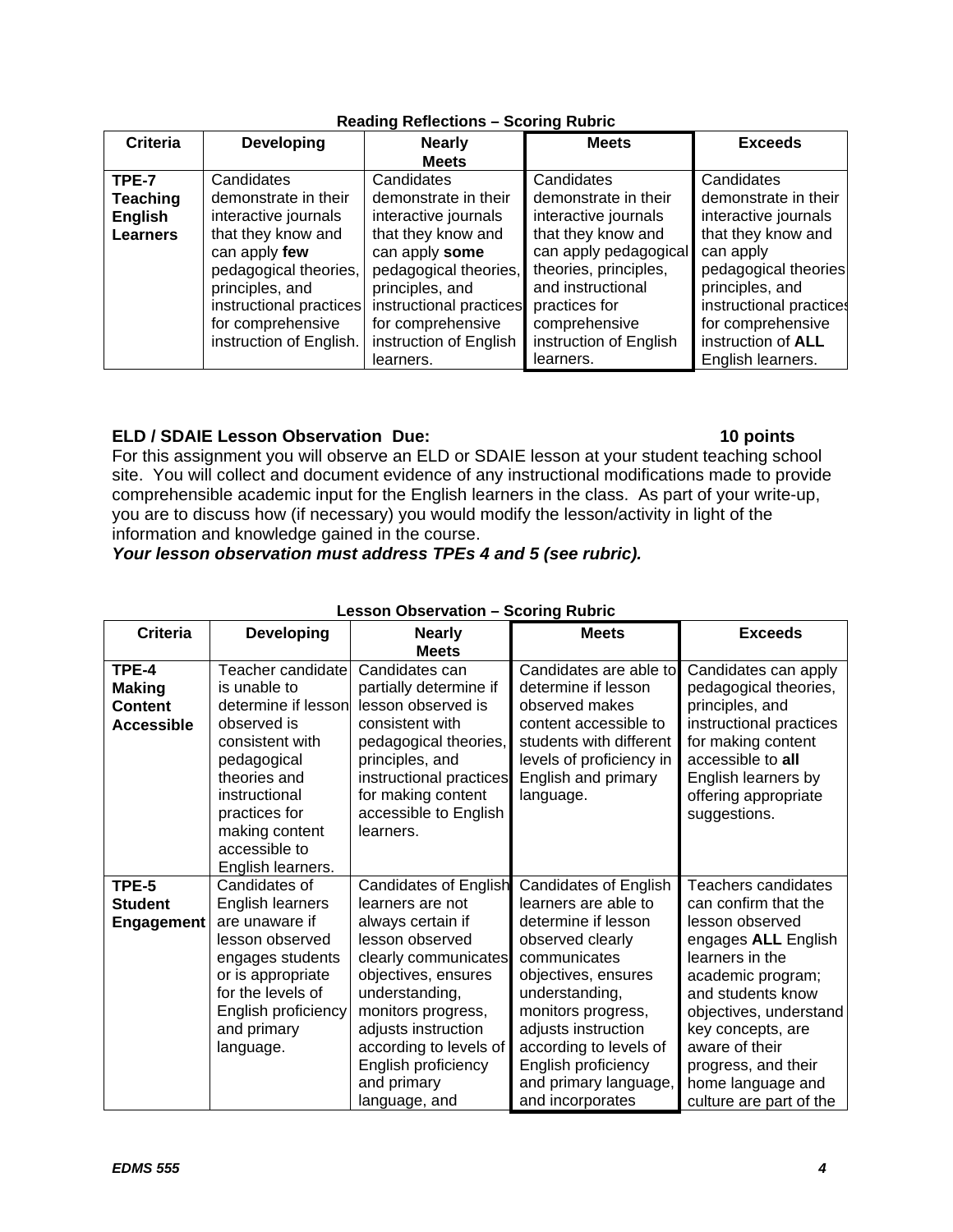**Reading Reflections – Scoring Rubric**

| Criteria | Developing | Nearly Meets | Meets | Exceeds |
|---|---|---|---|---|
| **TPE-7 Teaching English Learners** | Candidates demonstrate in their interactive journals that they know and can apply **few** pedagogical theories, principles, and instructional practices for comprehensive instruction of English. | Candidates demonstrate in their interactive journals that they know and can apply **some** pedagogical theories, principles, and instructional practices for comprehensive instruction of English learners. | Candidates demonstrate in their interactive journals that they know and can apply pedagogical theories, principles, and instructional practices for comprehensive instruction of English learners. | Candidates demonstrate in their interactive journals that they know and can apply pedagogical theories principles, and instructional practices for comprehensive instruction of **ALL** English learners. |

**ELD / SDAIE Lesson Observation Due: 10 points**

For this assignment you will observe an ELD or SDAIE lesson at your student teaching school site. You will collect and document evidence of any instructional modifications made to provide comprehensible academic input for the English learners in the class. As part of your write-up, you are to discuss how (if necessary) you would modify the lesson/activity in light of the information and knowledge gained in the course.

***Your lesson observation must address TPEs 4 and 5 (see rubric).***

**Lesson Observation – Scoring Rubric**

| Criteria | Developing | Nearly Meets | Meets | Exceeds |
|---|---|---|---|---|
| **TPE-4 Making Content Accessible** | Teacher candidate is unable to determine if lesson observed is consistent with pedagogical theories and instructional practices for making content accessible to English learners. | Candidates can partially determine if lesson observed is consistent with pedagogical theories, principles, and instructional practices for making content accessible to English learners. | Candidates are able to determine if lesson observed makes content accessible to students with different levels of proficiency in English and primary language. | Candidates can apply pedagogical theories, principles, and instructional practices for making content accessible to **all** English learners by offering appropriate suggestions. |
| **TPE-5 Student Engagement** | Candidates of English learners are unaware if lesson observed engages students or is appropriate for the levels of English proficiency and primary language. | Candidates of English learners are not always certain if lesson observed clearly communicates objectives, ensures understanding, monitors progress, adjusts instruction according to levels of English proficiency and primary language, and | Candidates of English learners are able to determine if lesson observed clearly communicates objectives, ensures understanding, monitors progress, adjusts instruction according to levels of English proficiency and primary language, and incorporates | Teachers candidates can confirm that the lesson observed engages **ALL** English learners in the academic program; and students know objectives, understand key concepts, are aware of their progress, and their home language and culture are part of the |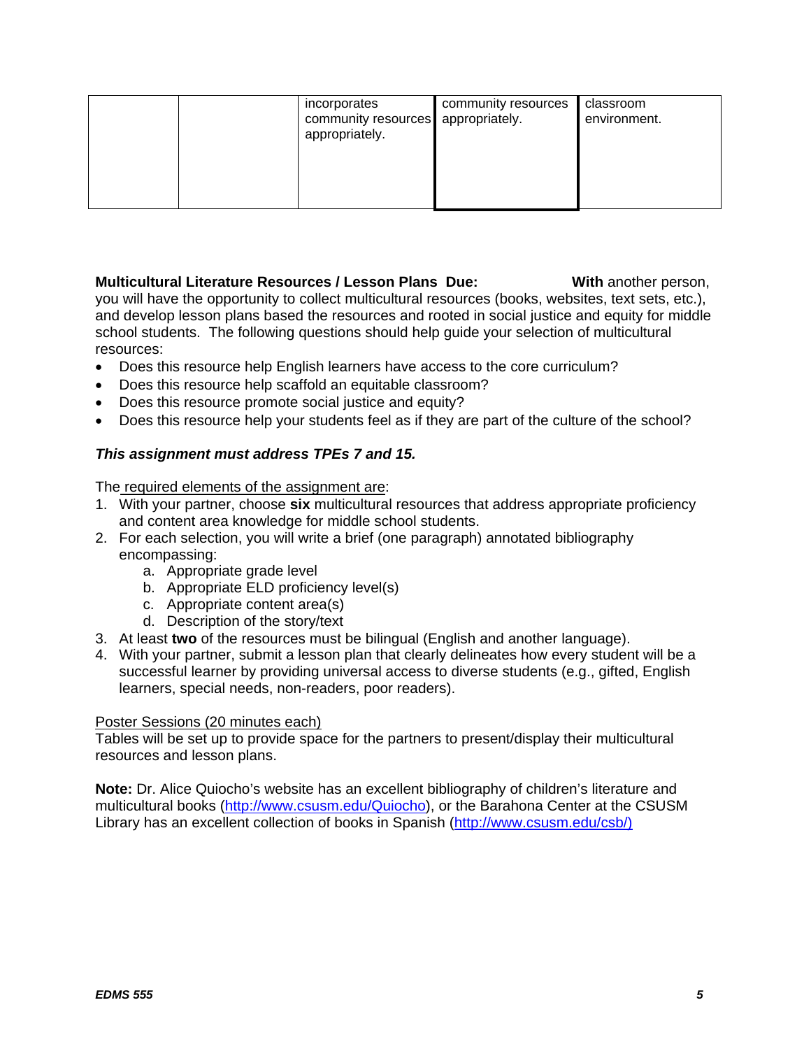|  |  | incorporates community resources appropriately. | community resources appropriately. | classroom environment. |
|---|---|---|---|---|

**Multicultural Literature Resources / Lesson Plans Due:** **With** another person, you will have the opportunity to collect multicultural resources (books, websites, text sets, etc.), and develop lesson plans based the resources and rooted in social justice and equity for middle school students. The following questions should help guide your selection of multicultural resources:

- Does this resource help English learners have access to the core curriculum?
- Does this resource help scaffold an equitable classroom?
- Does this resource promote social justice and equity?
- Does this resource help your students feel as if they are part of the culture of the school?

***This assignment must address TPEs 7 and 15.***

The required elements of the assignment are:

1. With your partner, choose **six** multicultural resources that address appropriate proficiency and content area knowledge for middle school students.
2. For each selection, you will write a brief (one paragraph) annotated bibliography encompassing:
   a. Appropriate grade level
   b. Appropriate ELD proficiency level(s)
   c. Appropriate content area(s)
   d. Description of the story/text
3. At least **two** of the resources must be bilingual (English and another language).
4. With your partner, submit a lesson plan that clearly delineates how every student will be a successful learner by providing universal access to diverse students (e.g., gifted, English learners, special needs, non-readers, poor readers).

Poster Sessions (20 minutes each)
Tables will be set up to provide space for the partners to present/display their multicultural resources and lesson plans.

**Note:** Dr. Alice Quiocho's website has an excellent bibliography of children's literature and multicultural books (http://www.csusm.edu/Quiocho), or the Barahona Center at the CSUSM Library has an excellent collection of books in Spanish (http://www.csusm.edu/csb/)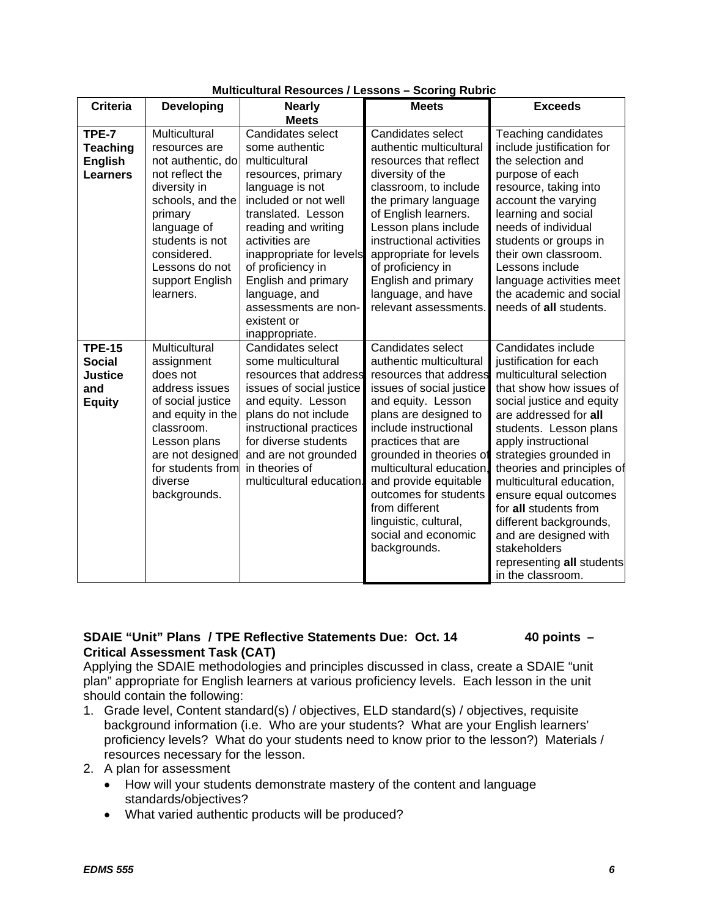**Multicultural Resources / Lessons – Scoring Rubric**

| Criteria | Developing | Nearly Meets | Meets | Exceeds |
|---|---|---|---|---|
| **TPE-7 Teaching English Learners** | Multicultural resources are not authentic, do not reflect the diversity in schools, and the primary language of students is not considered. Lessons do not support English learners. | Candidates select some authentic multicultural resources, primary language is not included or not well translated. Lesson reading and writing activities are inappropriate for levels of proficiency in English and primary language, and assessments are non-existent or inappropriate. | Candidates select authentic multicultural resources that reflect diversity of the classroom, to include the primary language of English learners. Lesson plans include instructional activities appropriate for levels of proficiency in English and primary language, and have relevant assessments. | Teaching candidates include justification for the selection and purpose of each resource, taking into account the varying learning and social needs of individual students or groups in their own classroom. Lessons include language activities meet the academic and social needs of **all** students. |
| **TPE-15 Social Justice and Equity** | Multicultural assignment does not address issues of social justice and equity in the classroom. Lesson plans are not designed for students from diverse backgrounds. | Candidates select some multicultural resources that address issues of social justice and equity. Lesson plans do not include instructional practices for diverse students and are not grounded in theories of multicultural education. | Candidates select authentic multicultural resources that address issues of social justice and equity. Lesson plans are designed to include instructional practices that are grounded in theories of multicultural education, and provide equitable outcomes for students from different linguistic, cultural, social and economic backgrounds. | Candidates include justification for each multicultural selection that show how issues of social justice and equity are addressed for **all** students. Lesson plans apply instructional strategies grounded in theories and principles of multicultural education, ensure equal outcomes for **all** students from different backgrounds, and are designed with stakeholders representing **all** students in the classroom. |

**SDAIE "Unit" Plans / TPE Reflective Statements Due: Oct. 14 40 points – Critical Assessment Task (CAT)**

Applying the SDAIE methodologies and principles discussed in class, create a SDAIE "unit plan" appropriate for English learners at various proficiency levels. Each lesson in the unit should contain the following:

1. Grade level, Content standard(s) / objectives, ELD standard(s) / objectives, requisite background information (i.e. Who are your students? What are your English learners' proficiency levels? What do your students need to know prior to the lesson?) Materials / resources necessary for the lesson.
2. A plan for assessment
   - How will your students demonstrate mastery of the content and language standards/objectives?
   - What varied authentic products will be produced?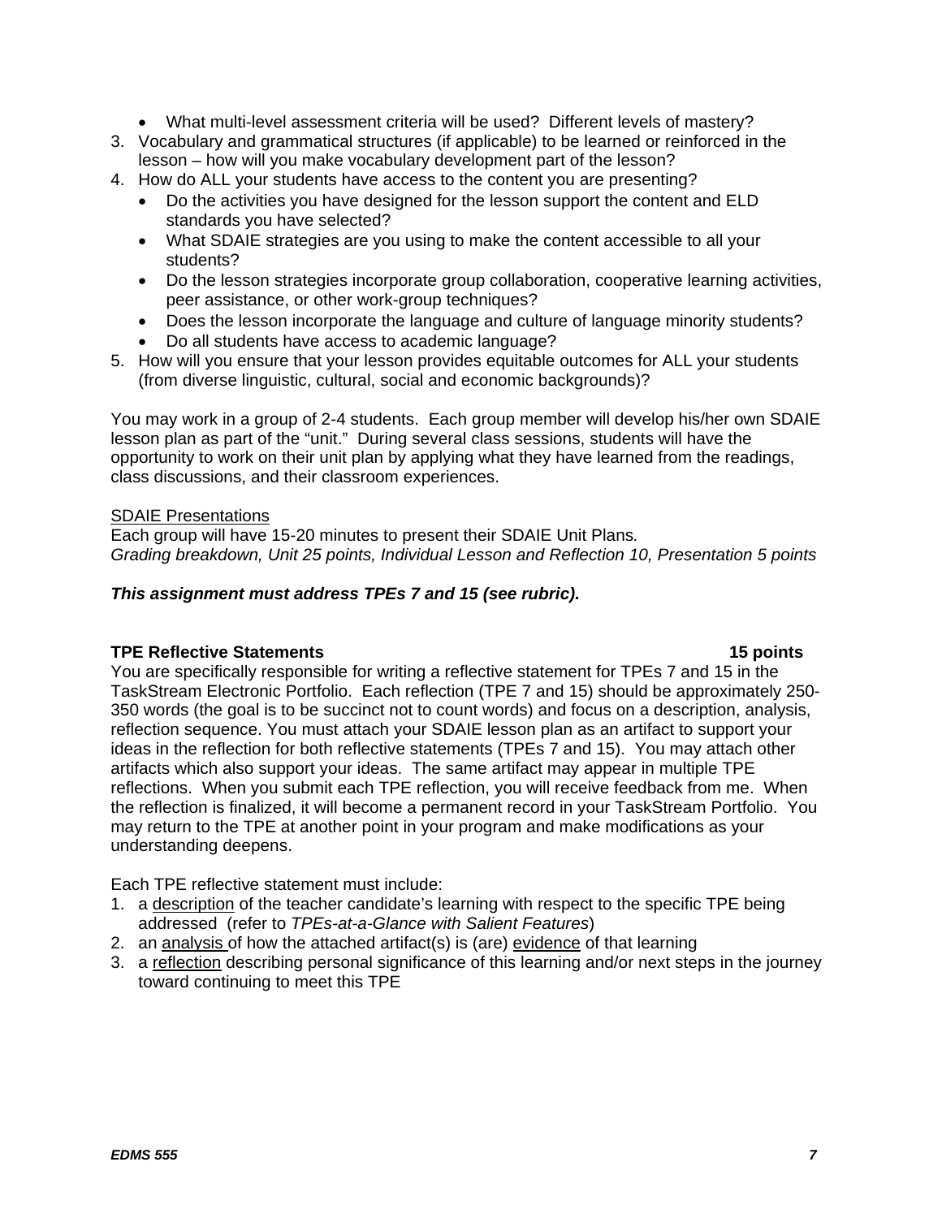- What multi-level assessment criteria will be used? Different levels of mastery?

3. Vocabulary and grammatical structures (if applicable) to be learned or reinforced in the lesson – how will you make vocabulary development part of the lesson?
4. How do ALL your students have access to the content you are presenting?
   - Do the activities you have designed for the lesson support the content and ELD standards you have selected?
   - What SDAIE strategies are you using to make the content accessible to all your students?
   - Do the lesson strategies incorporate group collaboration, cooperative learning activities, peer assistance, or other work-group techniques?
   - Does the lesson incorporate the language and culture of language minority students?
   - Do all students have access to academic language?
5. How will you ensure that your lesson provides equitable outcomes for ALL your students (from diverse linguistic, cultural, social and economic backgrounds)?

You may work in a group of 2-4 students. Each group member will develop his/her own SDAIE lesson plan as part of the "unit." During several class sessions, students will have the opportunity to work on their unit plan by applying what they have learned from the readings, class discussions, and their classroom experiences.

<u>SDAIE Presentations</u>
Each group will have 15-20 minutes to present their SDAIE Unit Plans.
*Grading breakdown, Unit 25 points, Individual Lesson and Reflection 10, Presentation 5 points*

***This assignment must address TPEs 7 and 15 (see rubric).***

**TPE Reflective Statements** **15 points**

You are specifically responsible for writing a reflective statement for TPEs 7 and 15 in the TaskStream Electronic Portfolio. Each reflection (TPE 7 and 15) should be approximately 250-350 words (the goal is to be succinct not to count words) and focus on a description, analysis, reflection sequence. You must attach your SDAIE lesson plan as an artifact to support your ideas in the reflection for both reflective statements (TPEs 7 and 15). You may attach other artifacts which also support your ideas. The same artifact may appear in multiple TPE reflections. When you submit each TPE reflection, you will receive feedback from me. When the reflection is finalized, it will become a permanent record in your TaskStream Portfolio. You may return to the TPE at another point in your program and make modifications as your understanding deepens.

Each TPE reflective statement must include:

1. a <u>description</u> of the teacher candidate's learning with respect to the specific TPE being addressed (refer to *TPEs-at-a-Glance with Salient Features*)
2. an <u>analysis</u> of how the attached artifact(s) is (are) <u>evidence</u> of that learning
3. a <u>reflection</u> describing personal significance of this learning and/or next steps in the journey toward continuing to meet this TPE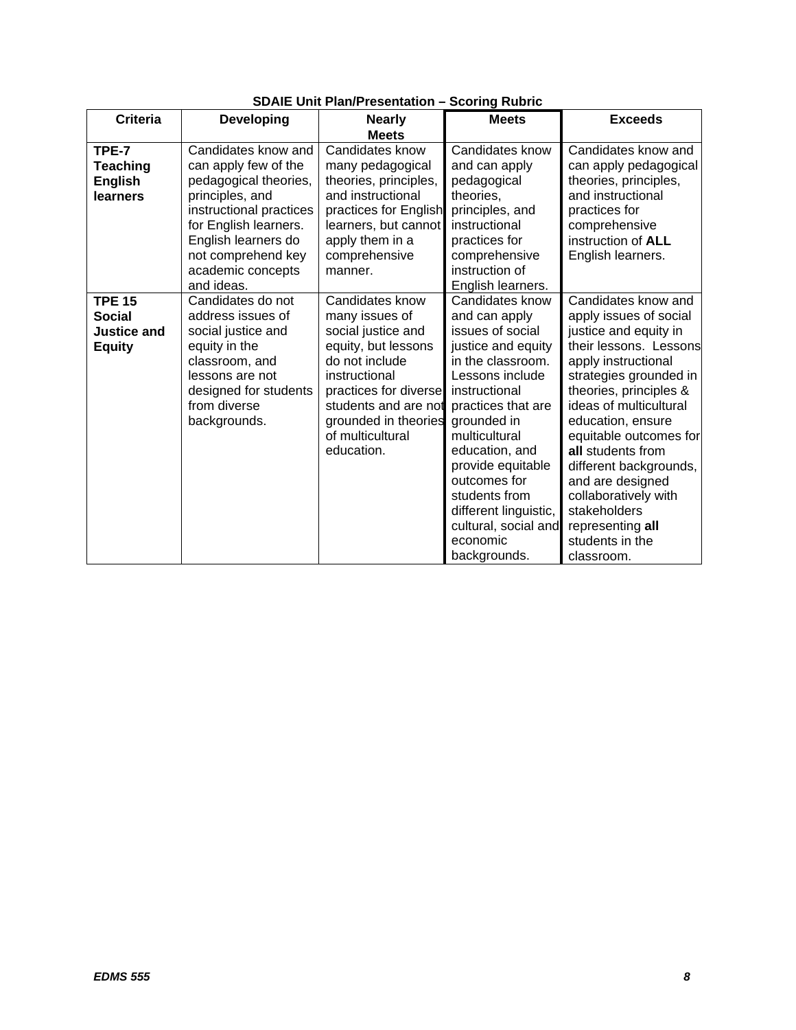**SDAIE Unit Plan/Presentation – Scoring Rubric**

| Criteria | Developing | Nearly Meets | Meets | Exceeds |
|---|---|---|---|---|
| **TPE-7 Teaching English learners** | Candidates know and can apply few of the pedagogical theories, principles, and instructional practices for English learners. English learners do not comprehend key academic concepts and ideas. | Candidates know many pedagogical theories, principles, and instructional practices for English learners, but cannot apply them in a comprehensive manner. | Candidates know and can apply pedagogical theories, principles, and instructional practices for comprehensive instruction of English learners. | Candidates know and can apply pedagogical theories, principles, and instructional practices for comprehensive instruction of **ALL** English learners. |
| **TPE 15 Social Justice and Equity** | Candidates do not address issues of social justice and equity in the classroom, and lessons are not designed for students from diverse backgrounds. | Candidates know many issues of social justice and equity, but lessons do not include instructional practices for diverse students and are not grounded in theories of multicultural education. | Candidates know and can apply issues of social justice and equity in the classroom. Lessons include instructional practices that are grounded in multicultural education, and provide equitable outcomes for students from different linguistic, cultural, social and economic backgrounds. | Candidates know and apply issues of social justice and equity in their lessons. Lessons apply instructional strategies grounded in theories, principles & ideas of multicultural education, ensure equitable outcomes for **all** students from different backgrounds, and are designed collaboratively with stakeholders representing **all** students in the classroom. |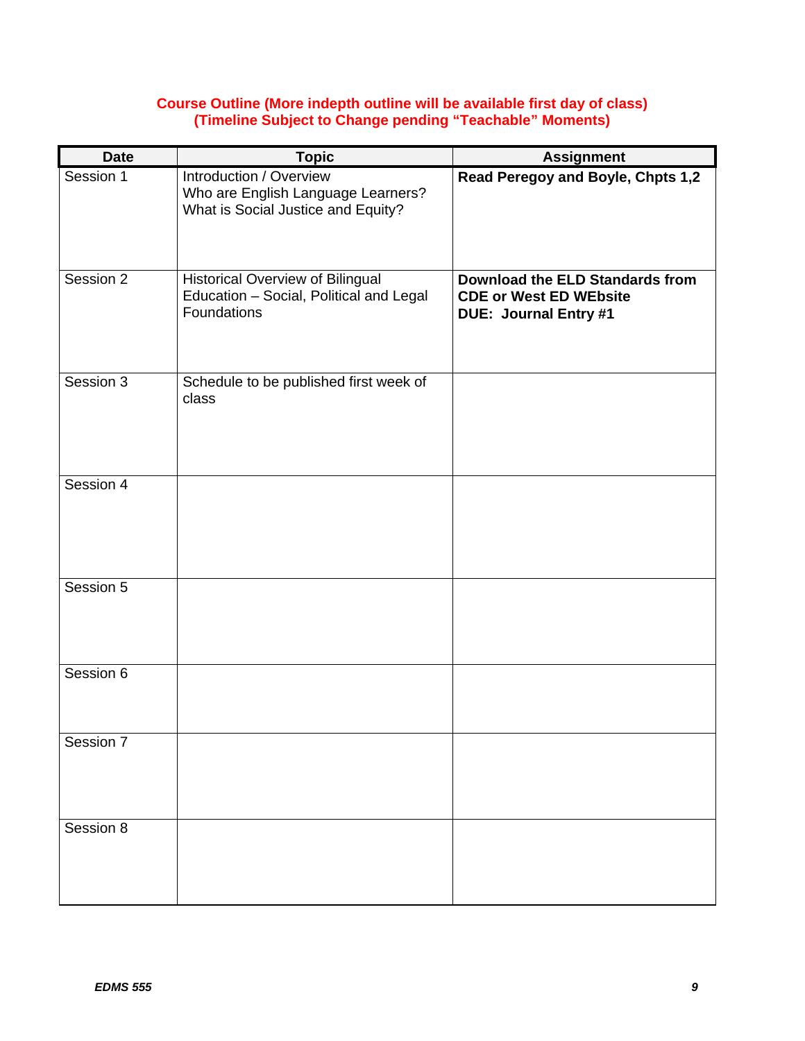**Course Outline (More indepth outline will be available first day of class)**
**(Timeline Subject to Change pending "Teachable" Moments)**

| Date | Topic | Assignment |
|---|---|---|
| Session 1 | Introduction / Overview<br>Who are English Language Learners?<br>What is Social Justice and Equity? | **Read Peregoy and Boyle, Chpts 1,2** |
| Session 2 | Historical Overview of Bilingual Education – Social, Political and Legal Foundations | **Download the ELD Standards from CDE or West ED WEbsite**<br>**DUE: Journal Entry #1** |
| Session 3 | Schedule to be published first week of class | |
| Session 4 | | |
| Session 5 | | |
| Session 6 | | |
| Session 7 | | |
| Session 8 | | |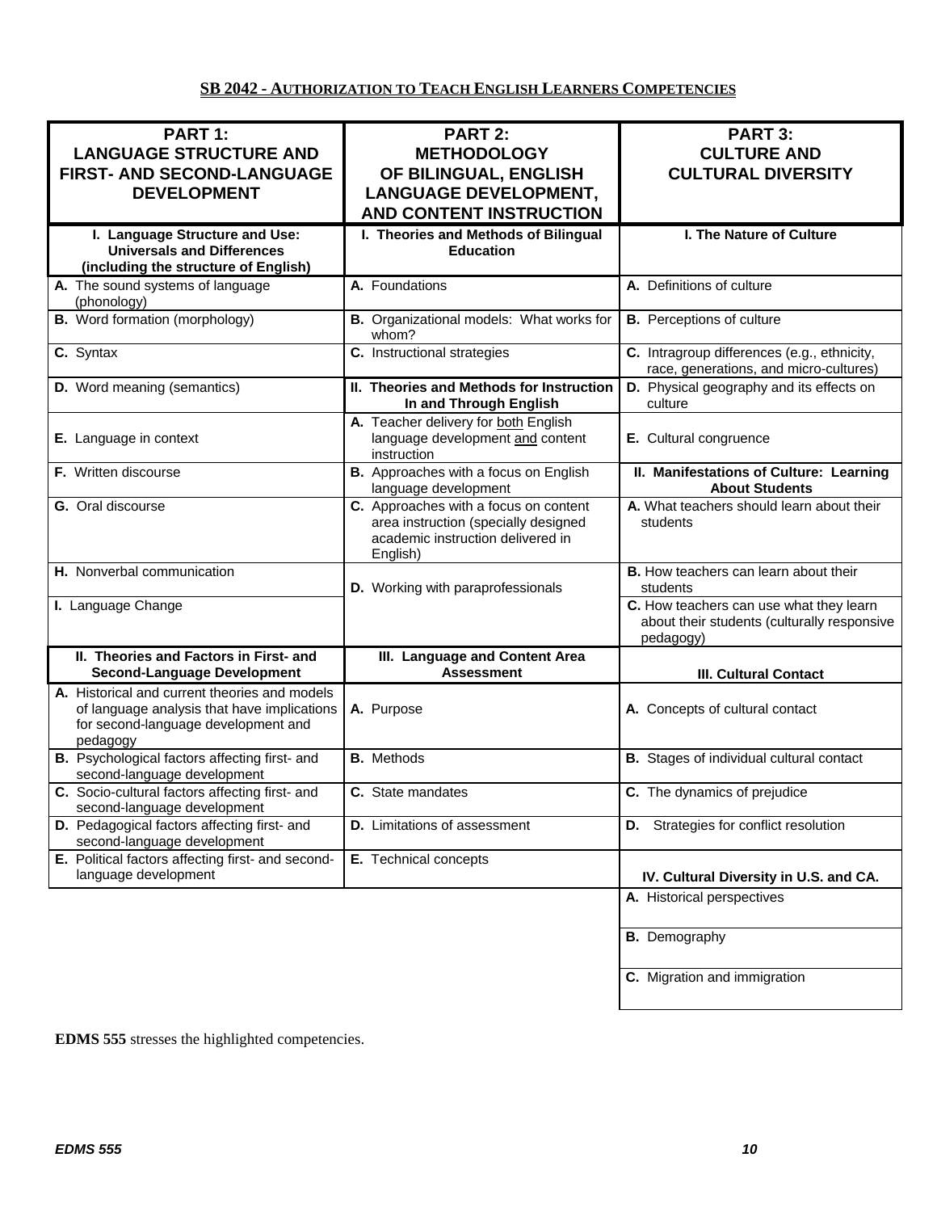## SB 2042 - AUTHORIZATION TO TEACH ENGLISH LEARNERS COMPETENCIES

| PART 1: LANGUAGE STRUCTURE AND FIRST- AND SECOND-LANGUAGE DEVELOPMENT | PART 2: METHODOLOGY OF BILINGUAL, ENGLISH LANGUAGE DEVELOPMENT, AND CONTENT INSTRUCTION | PART 3: CULTURE AND CULTURAL DIVERSITY |
|---|---|---|
| **I. Language Structure and Use: Universals and Differences (including the structure of English)** | **I. Theories and Methods of Bilingual Education** | **I. The Nature of Culture** |
| **A.** The sound systems of language (phonology) | **A.** Foundations | **A.** Definitions of culture |
| **B.** Word formation (morphology) | **B.** Organizational models: What works for whom? | **B.** Perceptions of culture |
| **C.** Syntax | **C.** Instructional strategies | **C.** Intragroup differences (e.g., ethnicity, race, generations, and micro-cultures) |
| **D.** Word meaning (semantics) | **II. Theories and Methods for Instruction In and Through English** | **D.** Physical geography and its effects on culture |
| **E.** Language in context | **A.** Teacher delivery for both English language development and content instruction | **E.** Cultural congruence |
| **F.** Written discourse | **B.** Approaches with a focus on English language development | **II. Manifestations of Culture: Learning About Students** |
| **G.** Oral discourse | **C.** Approaches with a focus on content area instruction (specially designed academic instruction delivered in English) | **A.** What teachers should learn about their students |
| **H.** Nonverbal communication | **D.** Working with paraprofessionals | **B.** How teachers can learn about their students |
| **I.** Language Change | | **C.** How teachers can use what they learn about their students (culturally responsive pedagogy) |
| **II. Theories and Factors in First- and Second-Language Development** | **III. Language and Content Area Assessment** | **III. Cultural Contact** |
| **A.** Historical and current theories and models of language analysis that have implications for second-language development and pedagogy | **A.** Purpose | **A.** Concepts of cultural contact |
| **B.** Psychological factors affecting first- and second-language development | **B.** Methods | **B.** Stages of individual cultural contact |
| **C.** Socio-cultural factors affecting first- and second-language development | **C.** State mandates | **C.** The dynamics of prejudice |
| **D.** Pedagogical factors affecting first- and second-language development | **D.** Limitations of assessment | **D.** Strategies for conflict resolution |
| **E.** Political factors affecting first- and second-language development | **E.** Technical concepts | **IV. Cultural Diversity in U.S. and CA.** |
| | | **A.** Historical perspectives |
| | | **B.** Demography |
| | | **C.** Migration and immigration |

**EDMS 555** stresses the highlighted competencies.